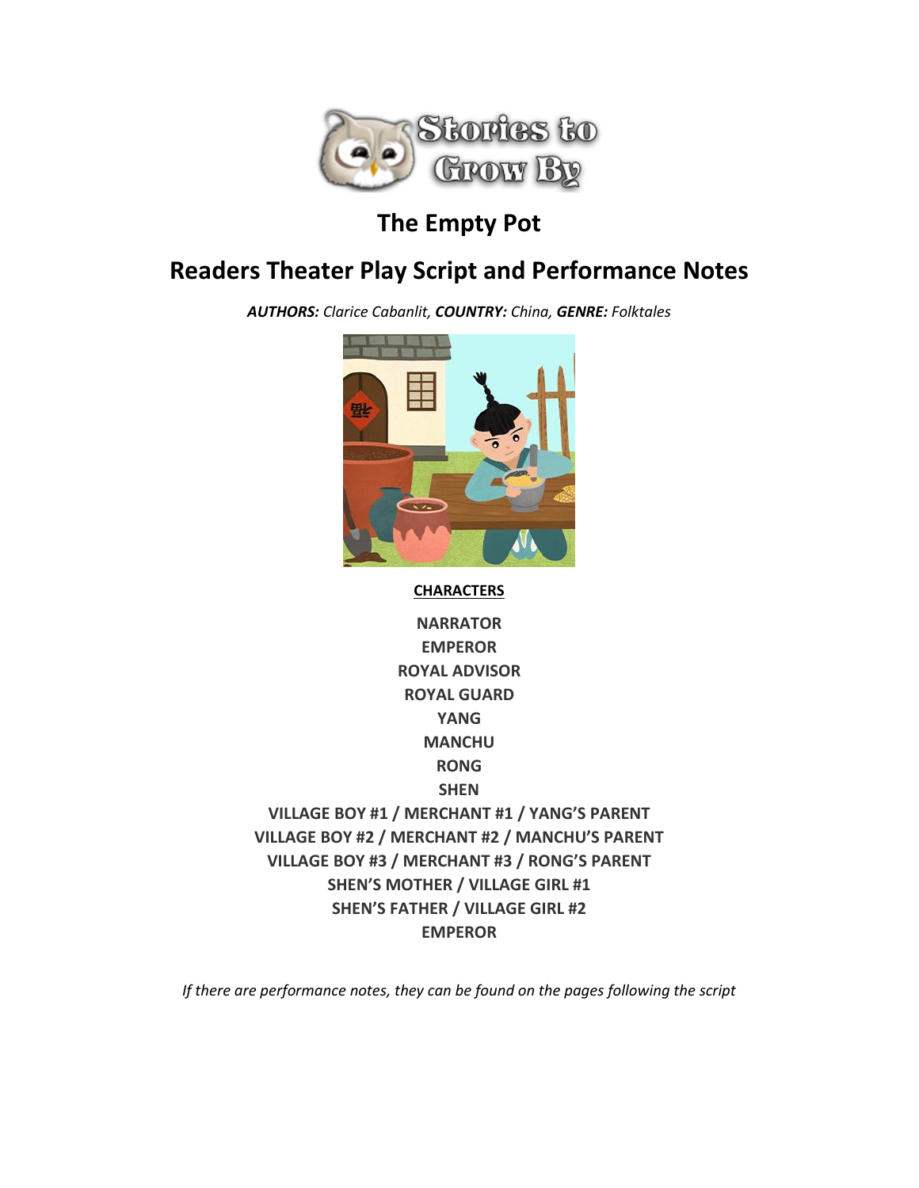Stories to Grow By

# The Empty Pot

## Readers Theater Play Script and Performance Notes

***AUTHORS:*** *Clarice Cabanlit,* ***COUNTRY:*** *China,* ***GENRE:*** *Folktales*

**CHARACTERS**

**NARRATOR**
**EMPEROR**
**ROYAL ADVISOR**
**ROYAL GUARD**
**YANG**
**MANCHU**
**RONG**
**SHEN**
**VILLAGE BOY #1 / MERCHANT #1 / YANG'S PARENT**
**VILLAGE BOY #2 / MERCHANT #2 / MANCHU'S PARENT**
**VILLAGE BOY #3 / MERCHANT #3 / RONG'S PARENT**
**SHEN'S MOTHER / VILLAGE GIRL #1**
**SHEN'S FATHER / VILLAGE GIRL #2**
**EMPEROR**

*If there are performance notes, they can be found on the pages following the script*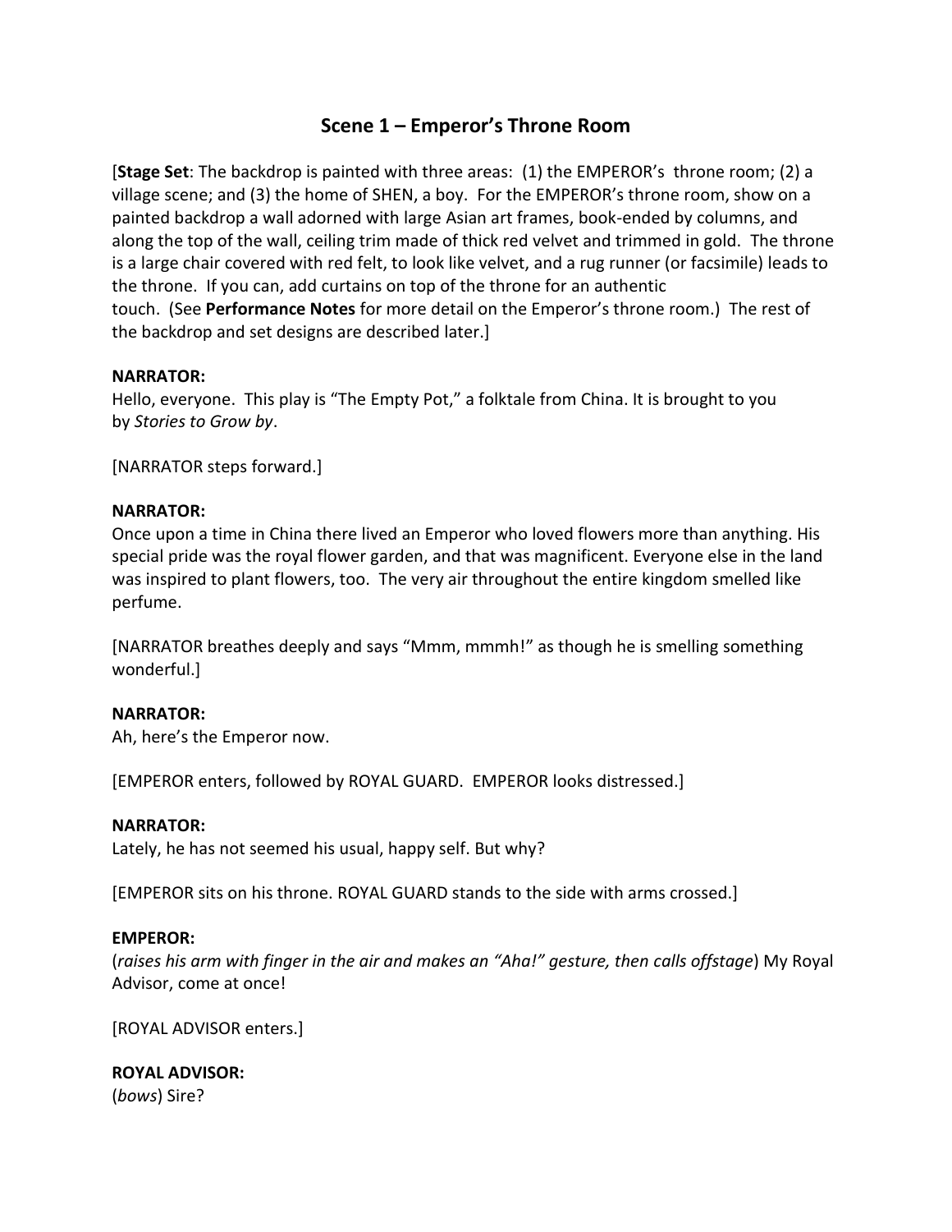## Scene 1 – Emperor's Throne Room

[**Stage Set**: The backdrop is painted with three areas: (1) the EMPEROR's throne room; (2) a village scene; and (3) the home of SHEN, a boy. For the EMPEROR's throne room, show on a painted backdrop a wall adorned with large Asian art frames, book-ended by columns, and along the top of the wall, ceiling trim made of thick red velvet and trimmed in gold. The throne is a large chair covered with red felt, to look like velvet, and a rug runner (or facsimile) leads to the throne. If you can, add curtains on top of the throne for an authentic touch. (See **Performance Notes** for more detail on the Emperor's throne room.) The rest of the backdrop and set designs are described later.]

**NARRATOR:**
Hello, everyone. This play is "The Empty Pot," a folktale from China. It is brought to you by *Stories to Grow by*.

[NARRATOR steps forward.]

**NARRATOR:**
Once upon a time in China there lived an Emperor who loved flowers more than anything. His special pride was the royal flower garden, and that was magnificent. Everyone else in the land was inspired to plant flowers, too. The very air throughout the entire kingdom smelled like perfume.

[NARRATOR breathes deeply and says "Mmm, mmmh!" as though he is smelling something wonderful.]

**NARRATOR:**
Ah, here's the Emperor now.

[EMPEROR enters, followed by ROYAL GUARD. EMPEROR looks distressed.]

**NARRATOR:**
Lately, he has not seemed his usual, happy self. But why?

[EMPEROR sits on his throne. ROYAL GUARD stands to the side with arms crossed.]

**EMPEROR:**
(*raises his arm with finger in the air and makes an "Aha!" gesture, then calls offstage*) My Royal Advisor, come at once!

[ROYAL ADVISOR enters.]

**ROYAL ADVISOR:**
(*bows*) Sire?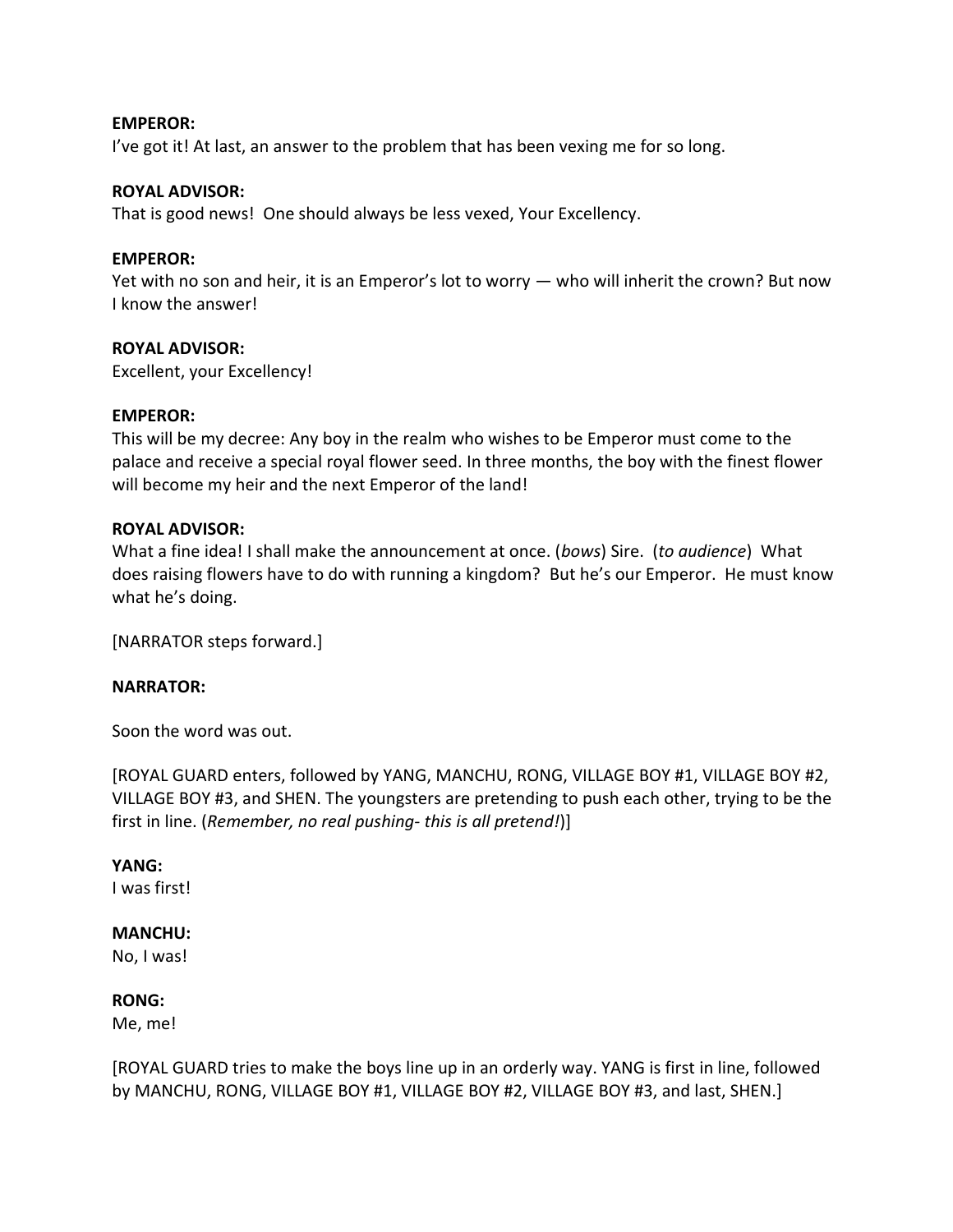**EMPEROR:**
I've got it! At last, an answer to the problem that has been vexing me for so long.

**ROYAL ADVISOR:**
That is good news! One should always be less vexed, Your Excellency.

**EMPEROR:**
Yet with no son and heir, it is an Emperor's lot to worry — who will inherit the crown? But now I know the answer!

**ROYAL ADVISOR:**
Excellent, your Excellency!

**EMPEROR:**
This will be my decree: Any boy in the realm who wishes to be Emperor must come to the palace and receive a special royal flower seed. In three months, the boy with the finest flower will become my heir and the next Emperor of the land!

**ROYAL ADVISOR:**
What a fine idea! I shall make the announcement at once. (*bows*) Sire. (*to audience*) What does raising flowers have to do with running a kingdom? But he's our Emperor. He must know what he's doing.

[NARRATOR steps forward.]

**NARRATOR:**

Soon the word was out.

[ROYAL GUARD enters, followed by YANG, MANCHU, RONG, VILLAGE BOY #1, VILLAGE BOY #2, VILLAGE BOY #3, and SHEN. The youngsters are pretending to push each other, trying to be the first in line. (*Remember, no real pushing- this is all pretend!*)]

**YANG:**
I was first!

**MANCHU:**
No, I was!

**RONG:**
Me, me!

[ROYAL GUARD tries to make the boys line up in an orderly way. YANG is first in line, followed by MANCHU, RONG, VILLAGE BOY #1, VILLAGE BOY #2, VILLAGE BOY #3, and last, SHEN.]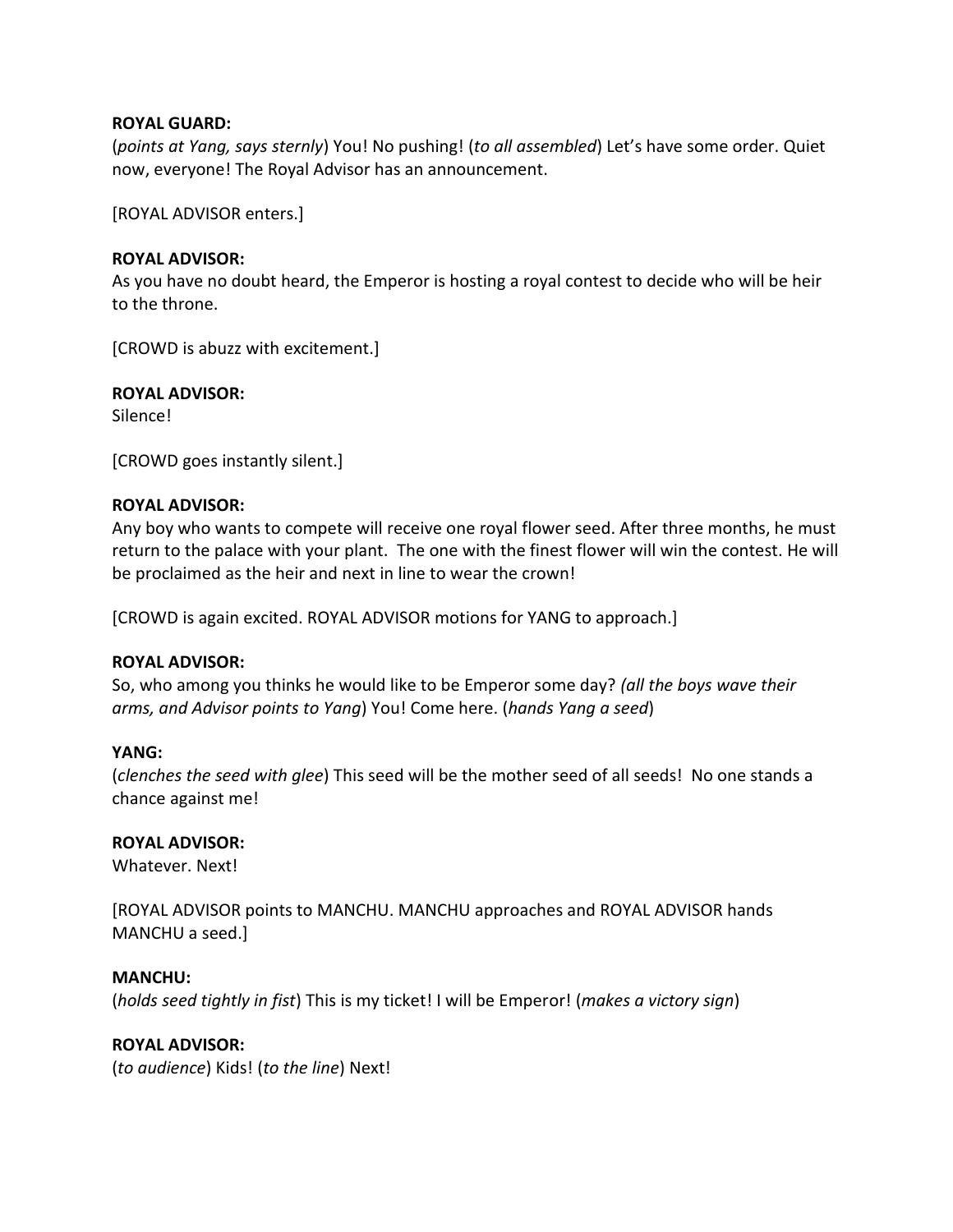**ROYAL GUARD:**
(*points at Yang, says sternly*) You! No pushing! (*to all assembled*) Let's have some order. Quiet now, everyone! The Royal Advisor has an announcement.

[ROYAL ADVISOR enters.]

**ROYAL ADVISOR:**
As you have no doubt heard, the Emperor is hosting a royal contest to decide who will be heir to the throne.

[CROWD is abuzz with excitement.]

**ROYAL ADVISOR:**
Silence!

[CROWD goes instantly silent.]

**ROYAL ADVISOR:**
Any boy who wants to compete will receive one royal flower seed. After three months, he must return to the palace with your plant. The one with the finest flower will win the contest. He will be proclaimed as the heir and next in line to wear the crown!

[CROWD is again excited. ROYAL ADVISOR motions for YANG to approach.]

**ROYAL ADVISOR:**
So, who among you thinks he would like to be Emperor some day? *(all the boys wave their arms, and Advisor points to Yang*) You! Come here. (*hands Yang a seed*)

**YANG:**
(*clenches the seed with glee*) This seed will be the mother seed of all seeds! No one stands a chance against me!

**ROYAL ADVISOR:**
Whatever. Next!

[ROYAL ADVISOR points to MANCHU. MANCHU approaches and ROYAL ADVISOR hands MANCHU a seed.]

**MANCHU:**
(*holds seed tightly in fist*) This is my ticket! I will be Emperor! (*makes a victory sign*)

**ROYAL ADVISOR:**
(*to audience*) Kids! (*to the line*) Next!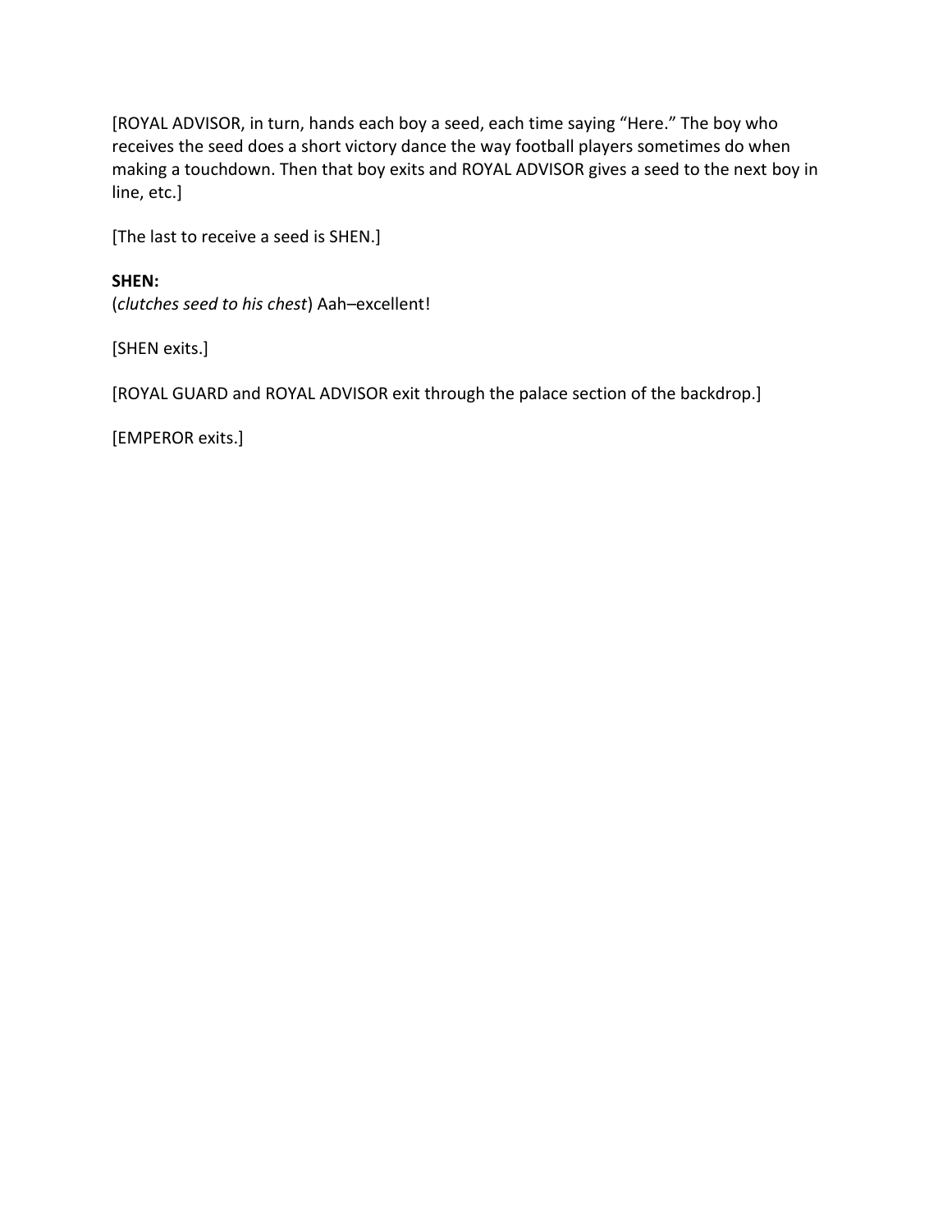[ROYAL ADVISOR, in turn, hands each boy a seed, each time saying "Here." The boy who receives the seed does a short victory dance the way football players sometimes do when making a touchdown. Then that boy exits and ROYAL ADVISOR gives a seed to the next boy in line, etc.]

[The last to receive a seed is SHEN.]

**SHEN:**
(*clutches seed to his chest*) Aah–excellent!

[SHEN exits.]

[ROYAL GUARD and ROYAL ADVISOR exit through the palace section of the backdrop.]

[EMPEROR exits.]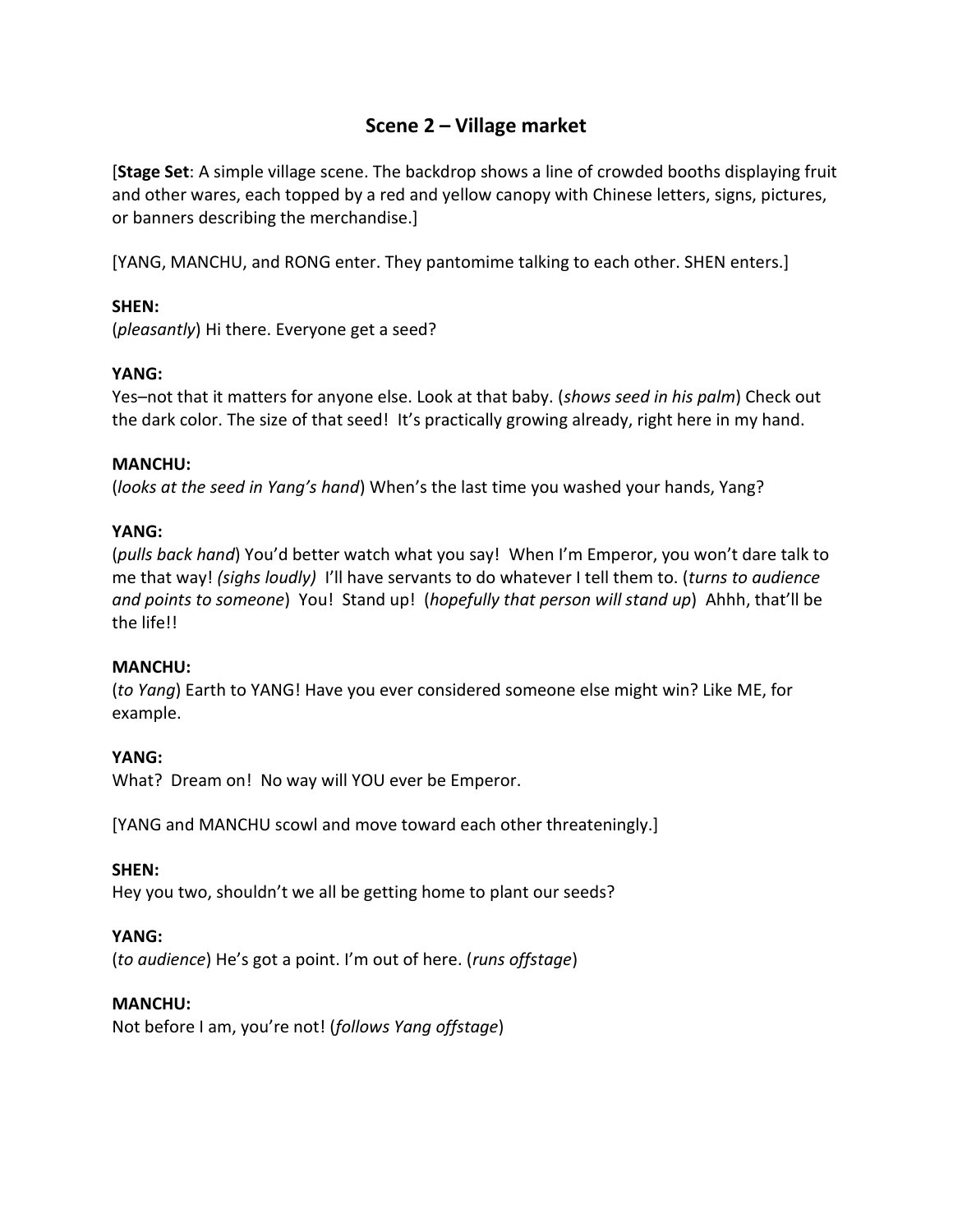## Scene 2 – Village market

[**Stage Set**: A simple village scene. The backdrop shows a line of crowded booths displaying fruit and other wares, each topped by a red and yellow canopy with Chinese letters, signs, pictures, or banners describing the merchandise.]

[YANG, MANCHU, and RONG enter. They pantomime talking to each other. SHEN enters.]

**SHEN:**
(*pleasantly*) Hi there. Everyone get a seed?

**YANG:**
Yes–not that it matters for anyone else. Look at that baby. (*shows seed in his palm*) Check out the dark color. The size of that seed! It's practically growing already, right here in my hand.

**MANCHU:**
(*looks at the seed in Yang's hand*) When's the last time you washed your hands, Yang?

**YANG:**
(*pulls back hand*) You'd better watch what you say! When I'm Emperor, you won't dare talk to me that way! *(sighs loudly)* I'll have servants to do whatever I tell them to. (*turns to audience and points to someone*) You! Stand up! (*hopefully that person will stand up*) Ahhh, that'll be the life!!

**MANCHU:**
(*to Yang*) Earth to YANG! Have you ever considered someone else might win? Like ME, for example.

**YANG:**
What? Dream on! No way will YOU ever be Emperor.

[YANG and MANCHU scowl and move toward each other threateningly.]

**SHEN:**
Hey you two, shouldn't we all be getting home to plant our seeds?

**YANG:**
(*to audience*) He's got a point. I'm out of here. (*runs offstage*)

**MANCHU:**
Not before I am, you're not! (*follows Yang offstage*)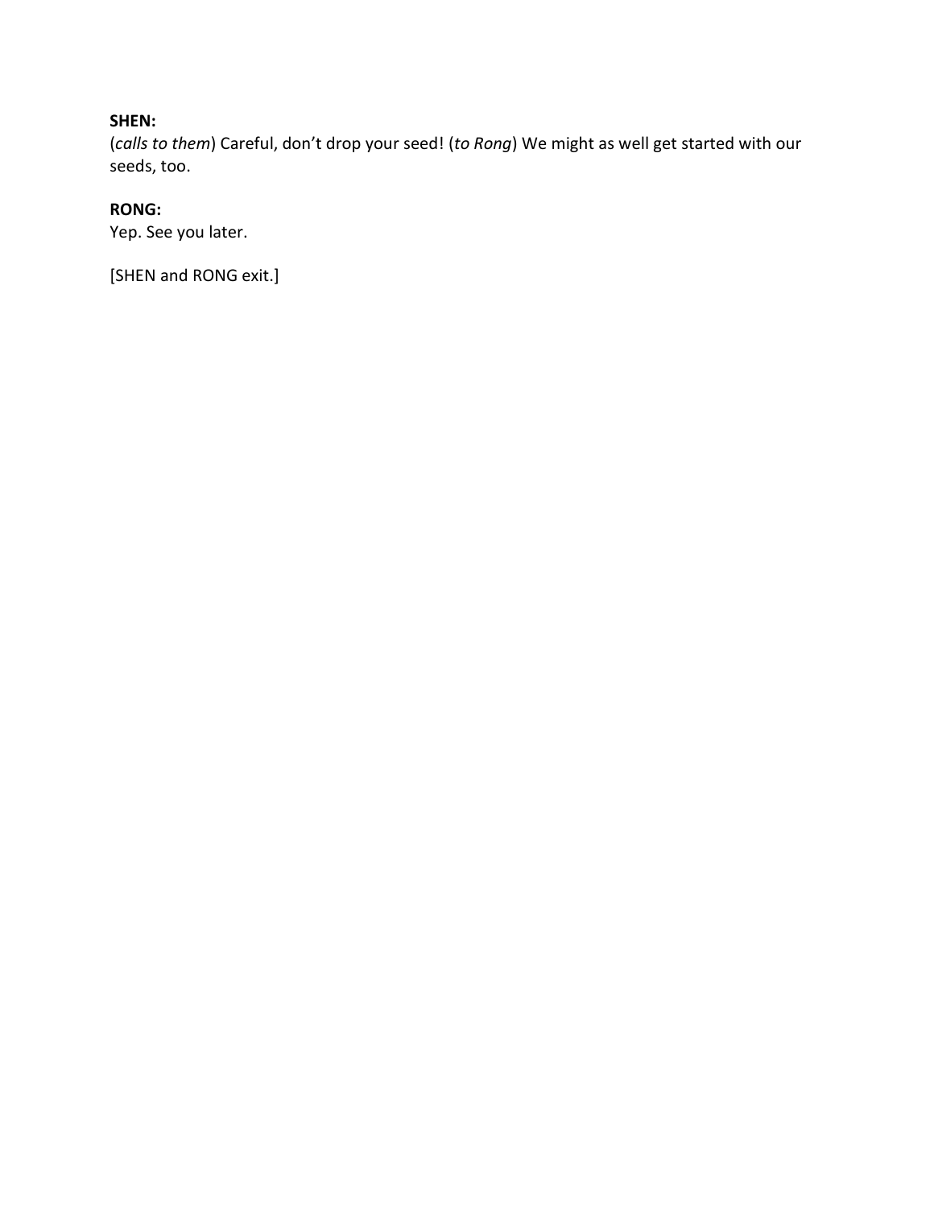**SHEN:**
(*calls to them*) Careful, don't drop your seed! (*to Rong*) We might as well get started with our seeds, too.

**RONG:**
Yep. See you later.

[SHEN and RONG exit.]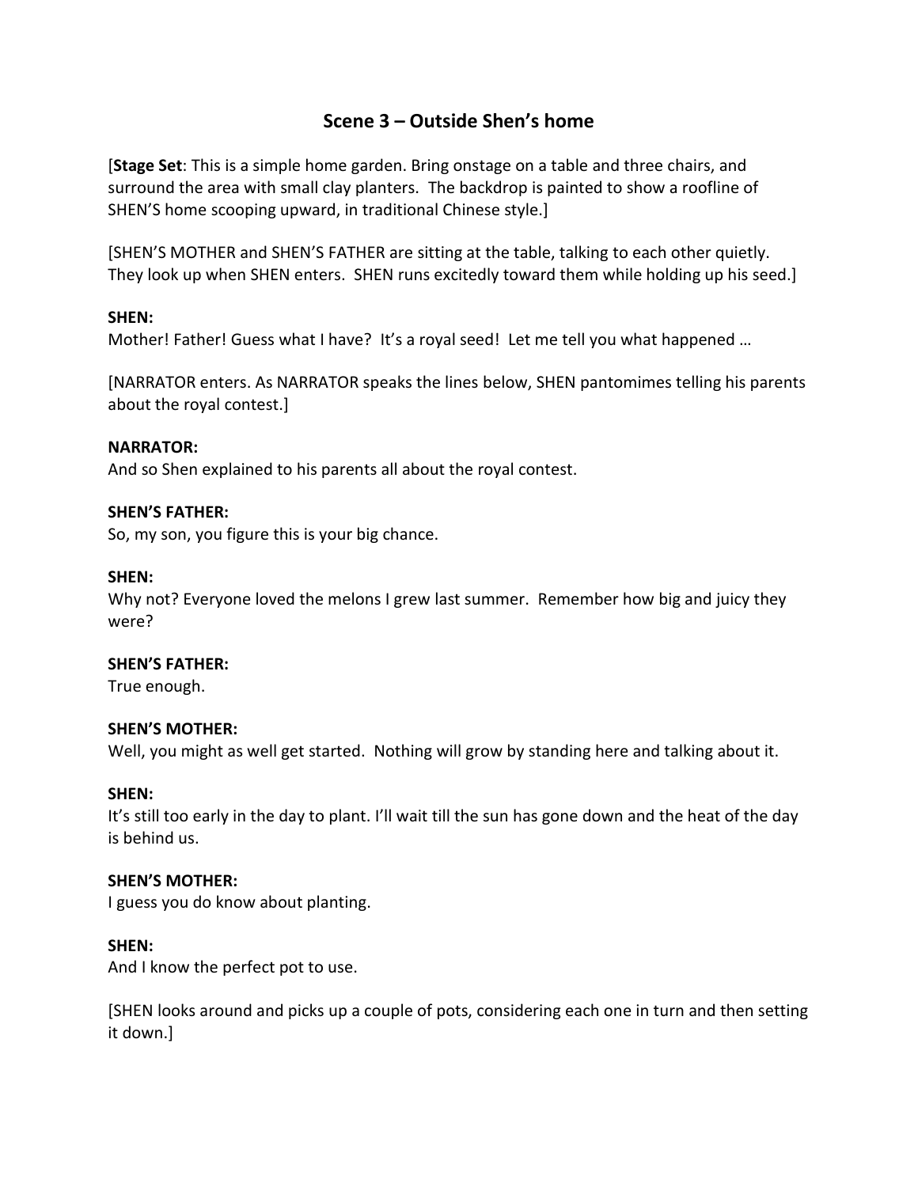## Scene 3 – Outside Shen's home

[**Stage Set**: This is a simple home garden. Bring onstage on a table and three chairs, and surround the area with small clay planters. The backdrop is painted to show a roofline of SHEN'S home scooping upward, in traditional Chinese style.]

[SHEN'S MOTHER and SHEN'S FATHER are sitting at the table, talking to each other quietly. They look up when SHEN enters. SHEN runs excitedly toward them while holding up his seed.]

**SHEN:**
Mother! Father! Guess what I have? It's a royal seed! Let me tell you what happened …

[NARRATOR enters. As NARRATOR speaks the lines below, SHEN pantomimes telling his parents about the royal contest.]

**NARRATOR:**
And so Shen explained to his parents all about the royal contest.

**SHEN'S FATHER:**
So, my son, you figure this is your big chance.

**SHEN:**
Why not? Everyone loved the melons I grew last summer. Remember how big and juicy they were?

**SHEN'S FATHER:**
True enough.

**SHEN'S MOTHER:**
Well, you might as well get started. Nothing will grow by standing here and talking about it.

**SHEN:**
It's still too early in the day to plant. I'll wait till the sun has gone down and the heat of the day is behind us.

**SHEN'S MOTHER:**
I guess you do know about planting.

**SHEN:**
And I know the perfect pot to use.

[SHEN looks around and picks up a couple of pots, considering each one in turn and then setting it down.]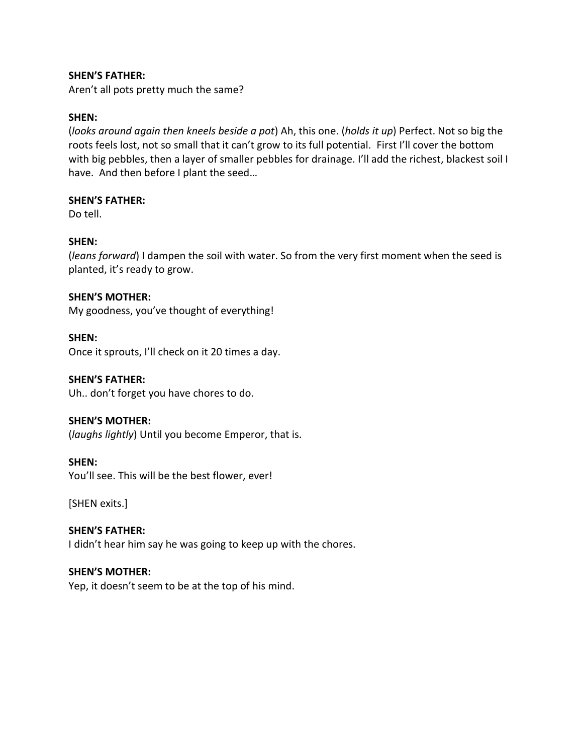**SHEN'S FATHER:**
Aren't all pots pretty much the same?

**SHEN:**
(*looks around again then kneels beside a pot*) Ah, this one. (*holds it up*) Perfect. Not so big the roots feels lost, not so small that it can't grow to its full potential. First I'll cover the bottom with big pebbles, then a layer of smaller pebbles for drainage. I'll add the richest, blackest soil I have. And then before I plant the seed…

**SHEN'S FATHER:**
Do tell.

**SHEN:**
(*leans forward*) I dampen the soil with water. So from the very first moment when the seed is planted, it's ready to grow.

**SHEN'S MOTHER:**
My goodness, you've thought of everything!

**SHEN:**
Once it sprouts, I'll check on it 20 times a day.

**SHEN'S FATHER:**
Uh.. don't forget you have chores to do.

**SHEN'S MOTHER:**
(*laughs lightly*) Until you become Emperor, that is.

**SHEN:**
You'll see. This will be the best flower, ever!

[SHEN exits.]

**SHEN'S FATHER:**
I didn't hear him say he was going to keep up with the chores.

**SHEN'S MOTHER:**
Yep, it doesn't seem to be at the top of his mind.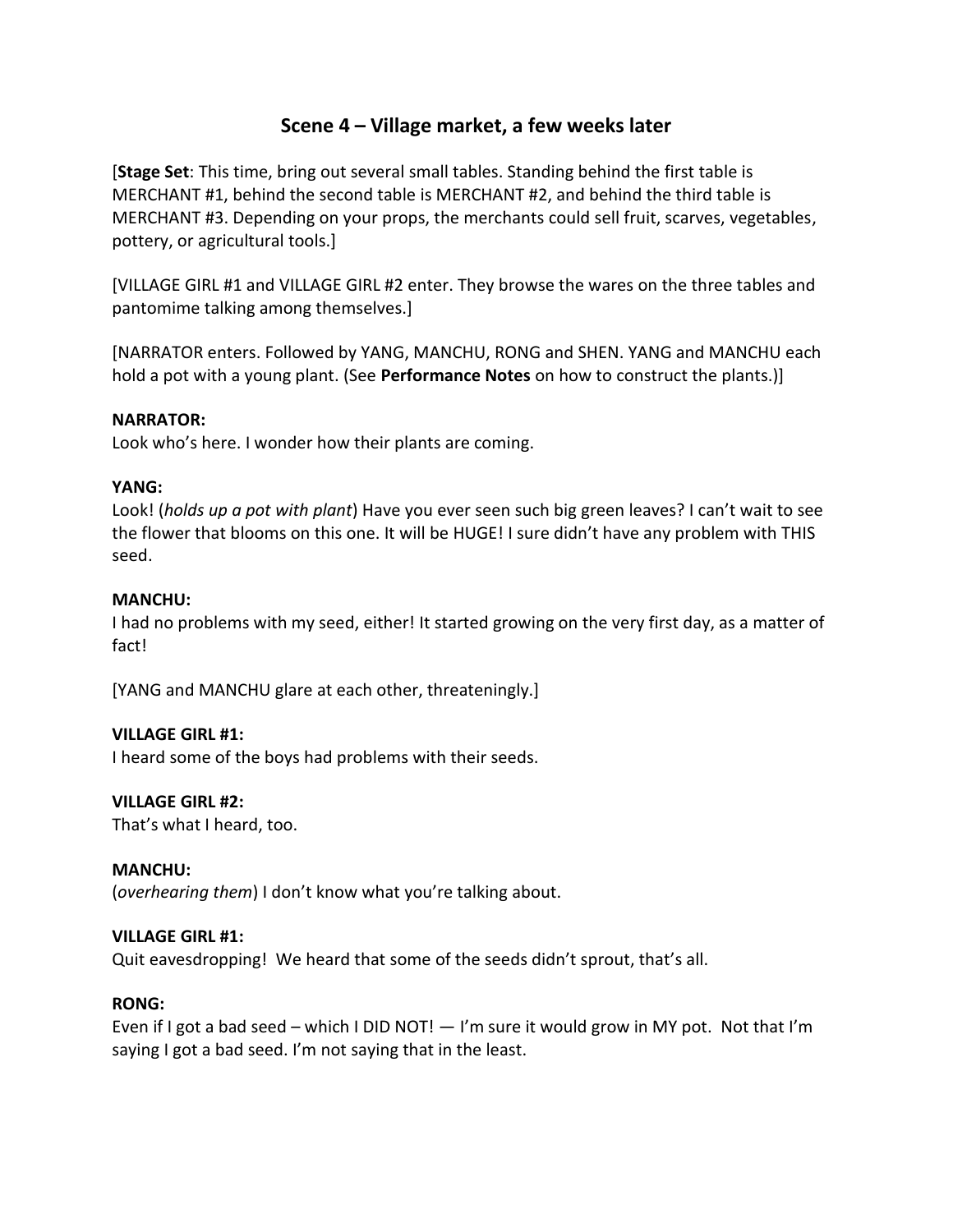## Scene 4 – Village market, a few weeks later

[**Stage Set**: This time, bring out several small tables. Standing behind the first table is MERCHANT #1, behind the second table is MERCHANT #2, and behind the third table is MERCHANT #3. Depending on your props, the merchants could sell fruit, scarves, vegetables, pottery, or agricultural tools.]

[VILLAGE GIRL #1 and VILLAGE GIRL #2 enter. They browse the wares on the three tables and pantomime talking among themselves.]

[NARRATOR enters. Followed by YANG, MANCHU, RONG and SHEN. YANG and MANCHU each hold a pot with a young plant. (See **Performance Notes** on how to construct the plants.)]

**NARRATOR:**
Look who's here. I wonder how their plants are coming.

**YANG:**
Look! (*holds up a pot with plant*) Have you ever seen such big green leaves? I can't wait to see the flower that blooms on this one. It will be HUGE! I sure didn't have any problem with THIS seed.

**MANCHU:**
I had no problems with my seed, either! It started growing on the very first day, as a matter of fact!

[YANG and MANCHU glare at each other, threateningly.]

**VILLAGE GIRL #1:**
I heard some of the boys had problems with their seeds.

**VILLAGE GIRL #2:**
That's what I heard, too.

**MANCHU:**
(*overhearing them*) I don't know what you're talking about.

**VILLAGE GIRL #1:**
Quit eavesdropping! We heard that some of the seeds didn't sprout, that's all.

**RONG:**
Even if I got a bad seed – which I DID NOT! — I'm sure it would grow in MY pot. Not that I'm saying I got a bad seed. I'm not saying that in the least.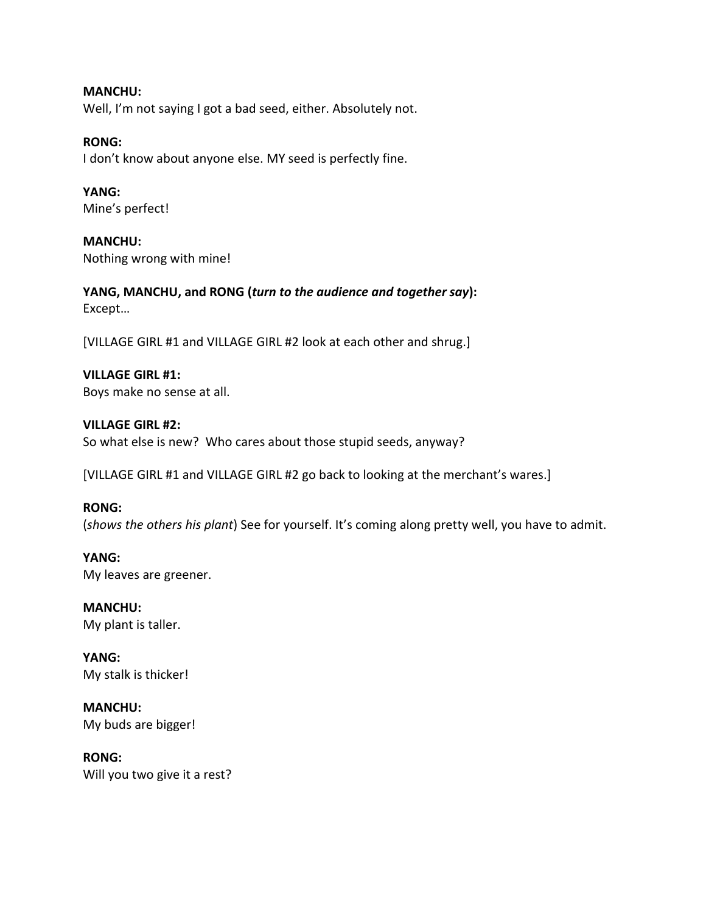**MANCHU:**
Well, I'm not saying I got a bad seed, either. Absolutely not.

**RONG:**
I don't know about anyone else. MY seed is perfectly fine.

**YANG:**
Mine's perfect!

**MANCHU:**
Nothing wrong with mine!

**YANG, MANCHU, and RONG (*turn to the audience and together say*):**
Except…

[VILLAGE GIRL #1 and VILLAGE GIRL #2 look at each other and shrug.]

**VILLAGE GIRL #1:**
Boys make no sense at all.

**VILLAGE GIRL #2:**
So what else is new? Who cares about those stupid seeds, anyway?

[VILLAGE GIRL #1 and VILLAGE GIRL #2 go back to looking at the merchant's wares.]

**RONG:**
(*shows the others his plant*) See for yourself. It's coming along pretty well, you have to admit.

**YANG:**
My leaves are greener.

**MANCHU:**
My plant is taller.

**YANG:**
My stalk is thicker!

**MANCHU:**
My buds are bigger!

**RONG:**
Will you two give it a rest?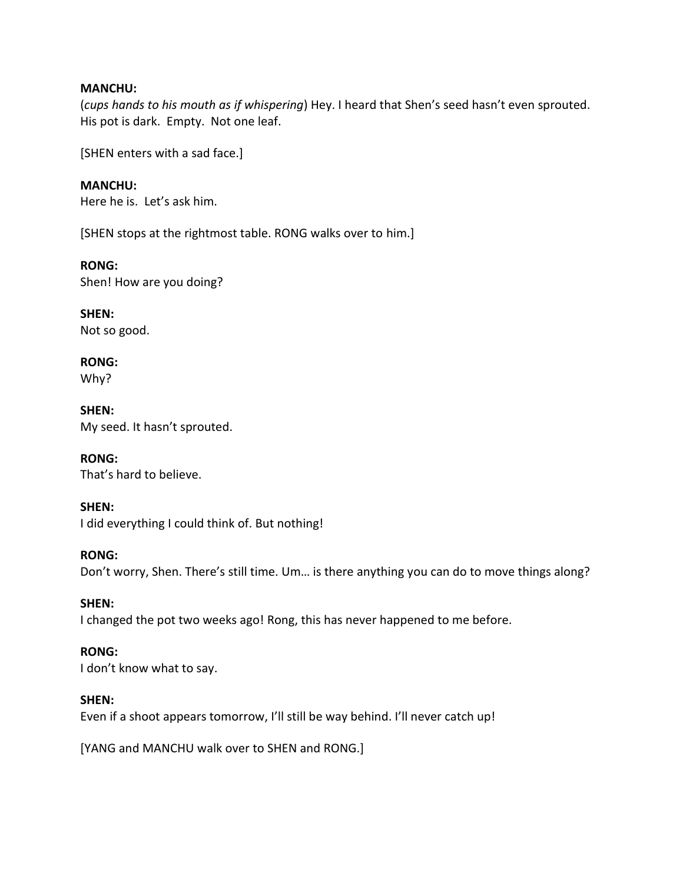**MANCHU:**
(*cups hands to his mouth as if whispering*) Hey. I heard that Shen's seed hasn't even sprouted. His pot is dark. Empty. Not one leaf.

[SHEN enters with a sad face.]

**MANCHU:**
Here he is. Let's ask him.

[SHEN stops at the rightmost table. RONG walks over to him.]

**RONG:**
Shen! How are you doing?

**SHEN:**
Not so good.

**RONG:**
Why?

**SHEN:**
My seed. It hasn't sprouted.

**RONG:**
That's hard to believe.

**SHEN:**
I did everything I could think of. But nothing!

**RONG:**
Don't worry, Shen. There's still time. Um… is there anything you can do to move things along?

**SHEN:**
I changed the pot two weeks ago! Rong, this has never happened to me before.

**RONG:**
I don't know what to say.

**SHEN:**
Even if a shoot appears tomorrow, I'll still be way behind. I'll never catch up!

[YANG and MANCHU walk over to SHEN and RONG.]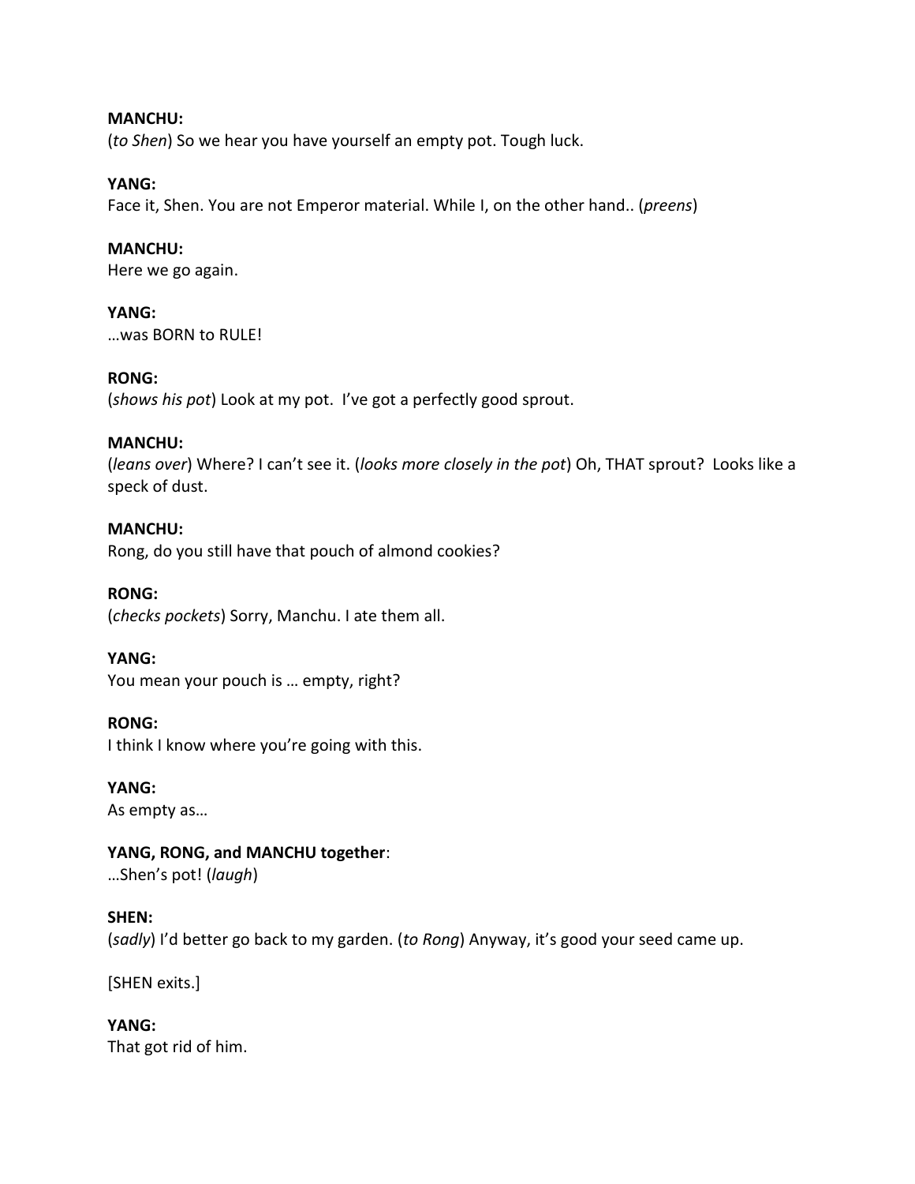**MANCHU:**
(*to Shen*) So we hear you have yourself an empty pot. Tough luck.

**YANG:**
Face it, Shen. You are not Emperor material. While I, on the other hand.. (*preens*)

**MANCHU:**
Here we go again.

**YANG:**
…was BORN to RULE!

**RONG:**
(*shows his pot*) Look at my pot. I've got a perfectly good sprout.

**MANCHU:**
(*leans over*) Where? I can't see it. (*looks more closely in the pot*) Oh, THAT sprout? Looks like a speck of dust.

**MANCHU:**
Rong, do you still have that pouch of almond cookies?

**RONG:**
(*checks pockets*) Sorry, Manchu. I ate them all.

**YANG:**
You mean your pouch is … empty, right?

**RONG:**
I think I know where you're going with this.

**YANG:**
As empty as…

**YANG, RONG, and MANCHU together**:
…Shen's pot! (*laugh*)

**SHEN:**
(*sadly*) I'd better go back to my garden. (*to Rong*) Anyway, it's good your seed came up.

[SHEN exits.]

**YANG:**
That got rid of him.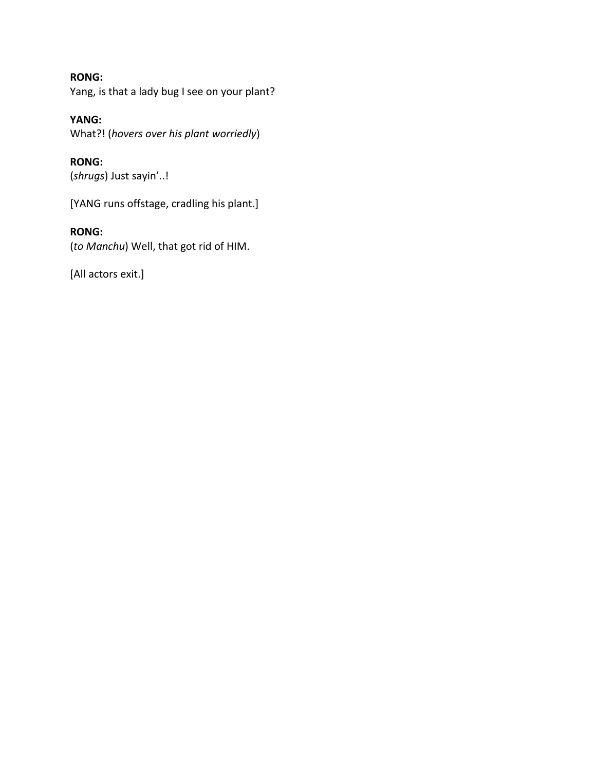**RONG:**
Yang, is that a lady bug I see on your plant?

**YANG:**
What?! (*hovers over his plant worriedly*)

**RONG:**
(*shrugs*) Just sayin'..!

[YANG runs offstage, cradling his plant.]

**RONG:**
(*to Manchu*) Well, that got rid of HIM.

[All actors exit.]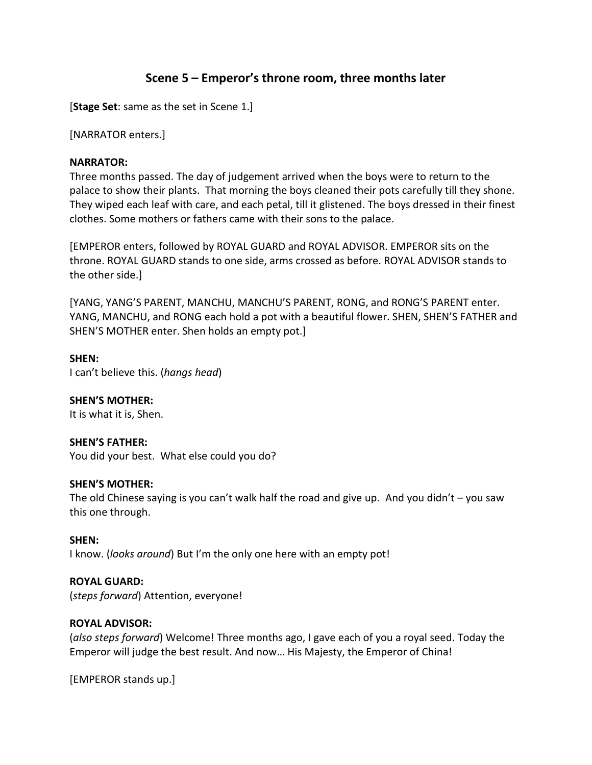## Scene 5 – Emperor's throne room, three months later

[**Stage Set**: same as the set in Scene 1.]

[NARRATOR enters.]

**NARRATOR:**
Three months passed. The day of judgement arrived when the boys were to return to the palace to show their plants. That morning the boys cleaned their pots carefully till they shone. They wiped each leaf with care, and each petal, till it glistened. The boys dressed in their finest clothes. Some mothers or fathers came with their sons to the palace.

[EMPEROR enters, followed by ROYAL GUARD and ROYAL ADVISOR. EMPEROR sits on the throne. ROYAL GUARD stands to one side, arms crossed as before. ROYAL ADVISOR stands to the other side.]

[YANG, YANG'S PARENT, MANCHU, MANCHU'S PARENT, RONG, and RONG'S PARENT enter. YANG, MANCHU, and RONG each hold a pot with a beautiful flower. SHEN, SHEN'S FATHER and SHEN'S MOTHER enter. Shen holds an empty pot.]

**SHEN:**
I can't believe this. (*hangs head*)

**SHEN'S MOTHER:**
It is what it is, Shen.

**SHEN'S FATHER:**
You did your best. What else could you do?

**SHEN'S MOTHER:**
The old Chinese saying is you can't walk half the road and give up. And you didn't – you saw this one through.

**SHEN:**
I know. (*looks around*) But I'm the only one here with an empty pot!

**ROYAL GUARD:**
(*steps forward*) Attention, everyone!

**ROYAL ADVISOR:**
(*also steps forward*) Welcome! Three months ago, I gave each of you a royal seed. Today the Emperor will judge the best result. And now… His Majesty, the Emperor of China!

[EMPEROR stands up.]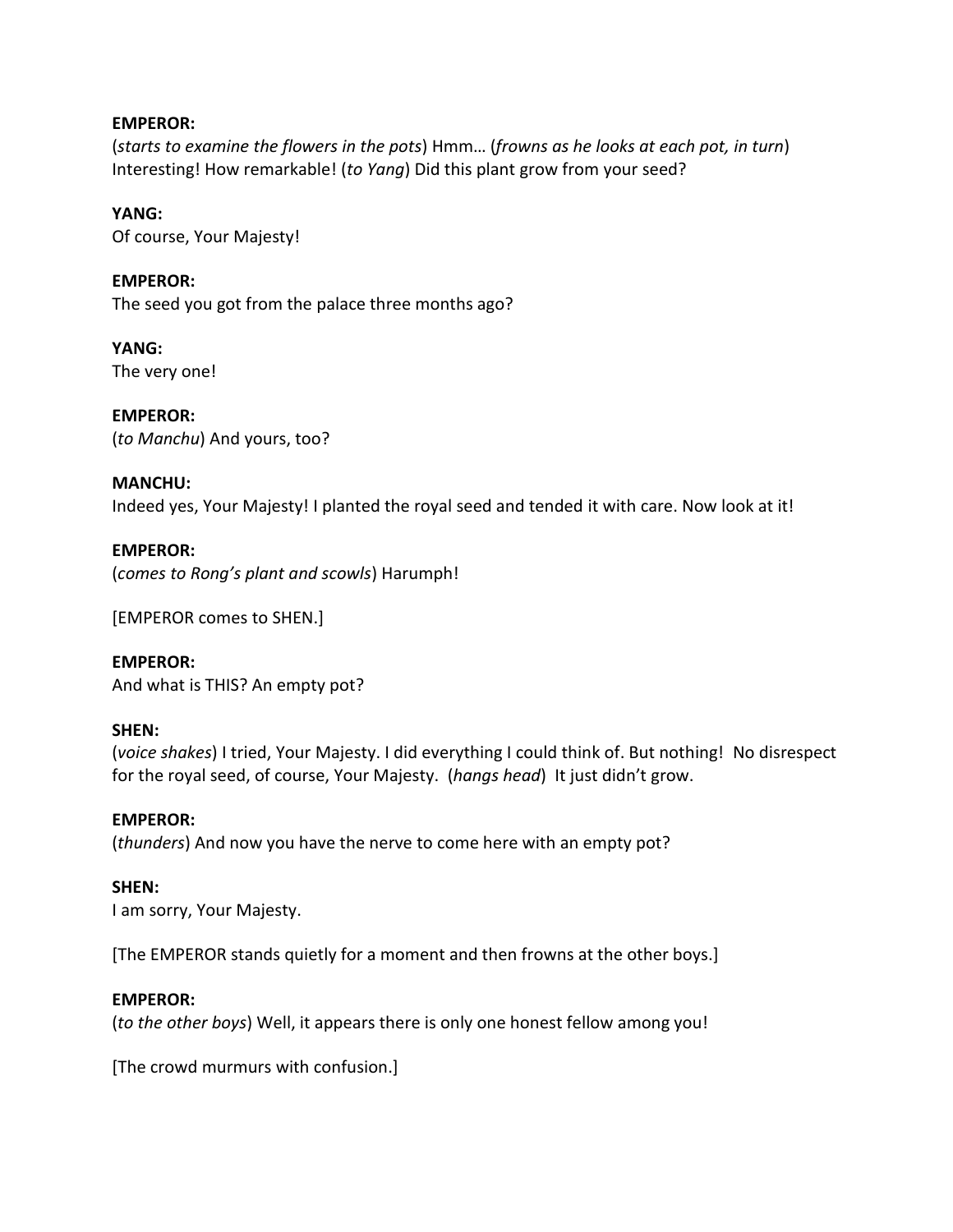**EMPEROR:**
(*starts to examine the flowers in the pots*) Hmm… (*frowns as he looks at each pot, in turn*) Interesting! How remarkable! (*to Yang*) Did this plant grow from your seed?

**YANG:**
Of course, Your Majesty!

**EMPEROR:**
The seed you got from the palace three months ago?

**YANG:**
The very one!

**EMPEROR:**
(*to Manchu*) And yours, too?

**MANCHU:**
Indeed yes, Your Majesty! I planted the royal seed and tended it with care. Now look at it!

**EMPEROR:**
(*comes to Rong's plant and scowls*) Harumph!

[EMPEROR comes to SHEN.]

**EMPEROR:**
And what is THIS? An empty pot?

**SHEN:**
(*voice shakes*) I tried, Your Majesty. I did everything I could think of. But nothing! No disrespect for the royal seed, of course, Your Majesty. (*hangs head*) It just didn't grow.

**EMPEROR:**
(*thunders*) And now you have the nerve to come here with an empty pot?

**SHEN:**
I am sorry, Your Majesty.

[The EMPEROR stands quietly for a moment and then frowns at the other boys.]

**EMPEROR:**
(*to the other boys*) Well, it appears there is only one honest fellow among you!

[The crowd murmurs with confusion.]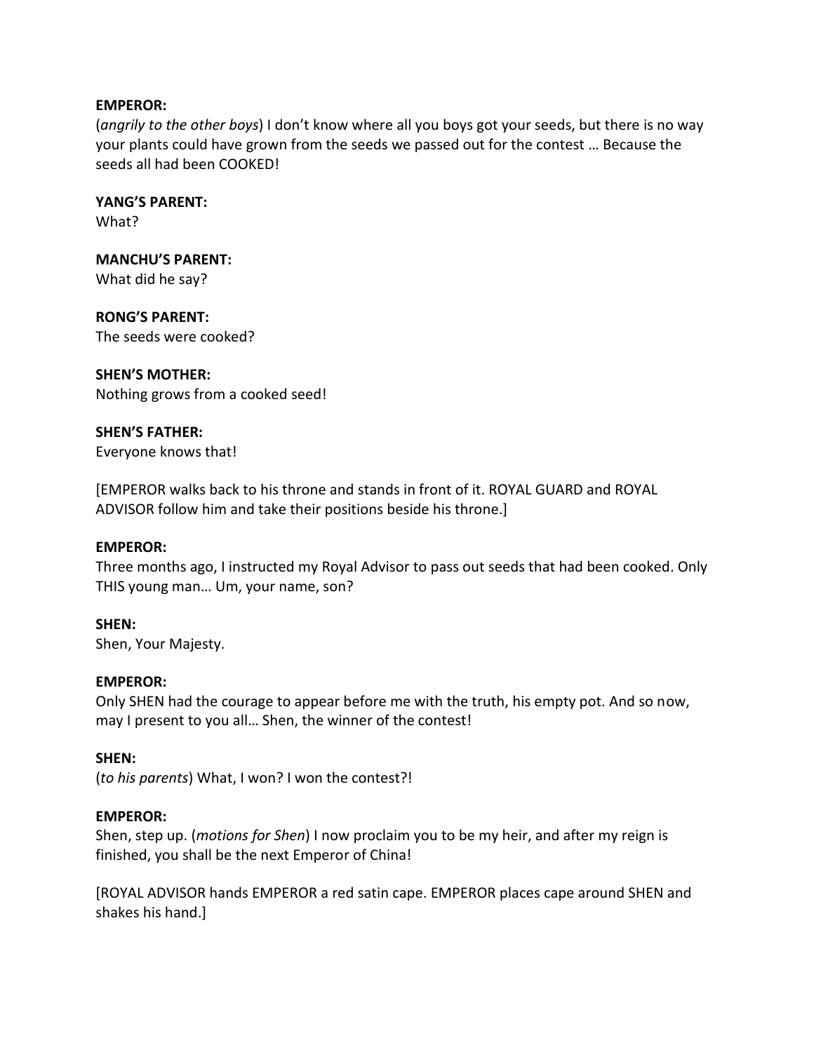**EMPEROR:**
(*angrily to the other boys*) I don't know where all you boys got your seeds, but there is no way your plants could have grown from the seeds we passed out for the contest … Because the seeds all had been COOKED!

**YANG'S PARENT:**
What?

**MANCHU'S PARENT:**
What did he say?

**RONG'S PARENT:**
The seeds were cooked?

**SHEN'S MOTHER:**
Nothing grows from a cooked seed!

**SHEN'S FATHER:**
Everyone knows that!

[EMPEROR walks back to his throne and stands in front of it. ROYAL GUARD and ROYAL ADVISOR follow him and take their positions beside his throne.]

**EMPEROR:**
Three months ago, I instructed my Royal Advisor to pass out seeds that had been cooked. Only THIS young man… Um, your name, son?

**SHEN:**
Shen, Your Majesty.

**EMPEROR:**
Only SHEN had the courage to appear before me with the truth, his empty pot. And so now, may I present to you all… Shen, the winner of the contest!

**SHEN:**
(*to his parents*) What, I won? I won the contest?!

**EMPEROR:**
Shen, step up. (*motions for Shen*) I now proclaim you to be my heir, and after my reign is finished, you shall be the next Emperor of China!

[ROYAL ADVISOR hands EMPEROR a red satin cape. EMPEROR places cape around SHEN and shakes his hand.]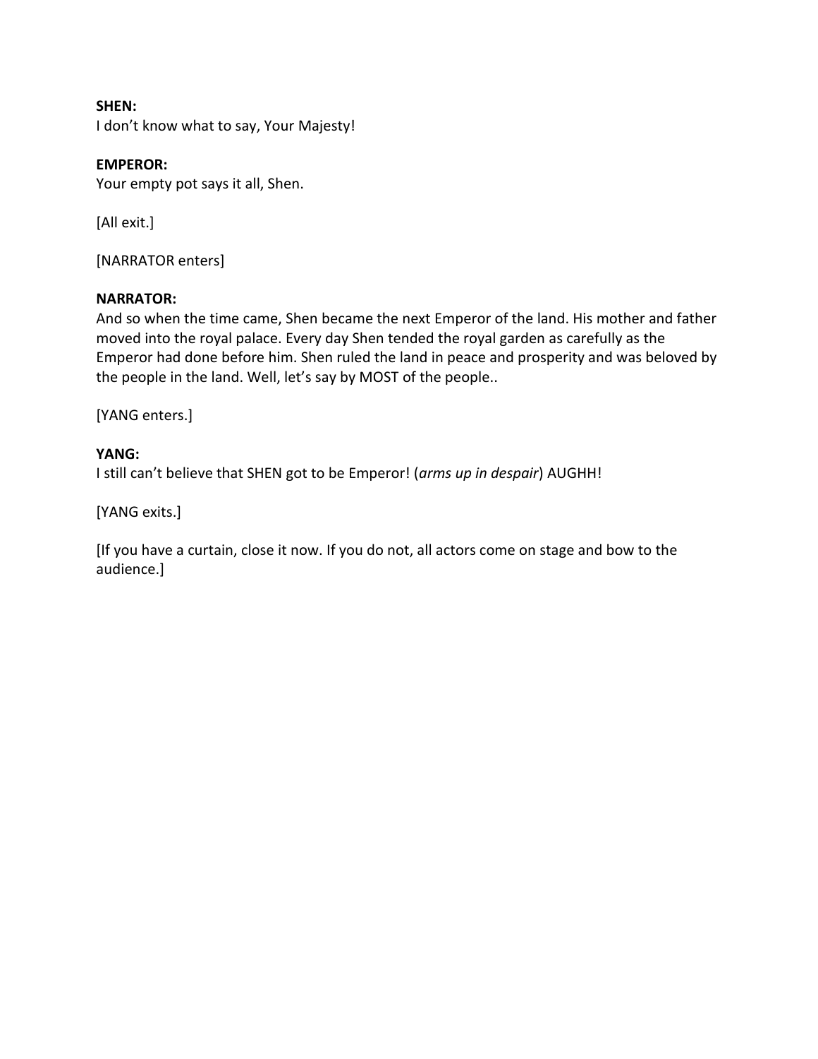**SHEN:**
I don't know what to say, Your Majesty!

**EMPEROR:**
Your empty pot says it all, Shen.

[All exit.]

[NARRATOR enters]

**NARRATOR:**
And so when the time came, Shen became the next Emperor of the land. His mother and father moved into the royal palace. Every day Shen tended the royal garden as carefully as the Emperor had done before him. Shen ruled the land in peace and prosperity and was beloved by the people in the land. Well, let's say by MOST of the people..

[YANG enters.]

**YANG:**
I still can't believe that SHEN got to be Emperor! (*arms up in despair*) AUGHH!

[YANG exits.]

[If you have a curtain, close it now. If you do not, all actors come on stage and bow to the audience.]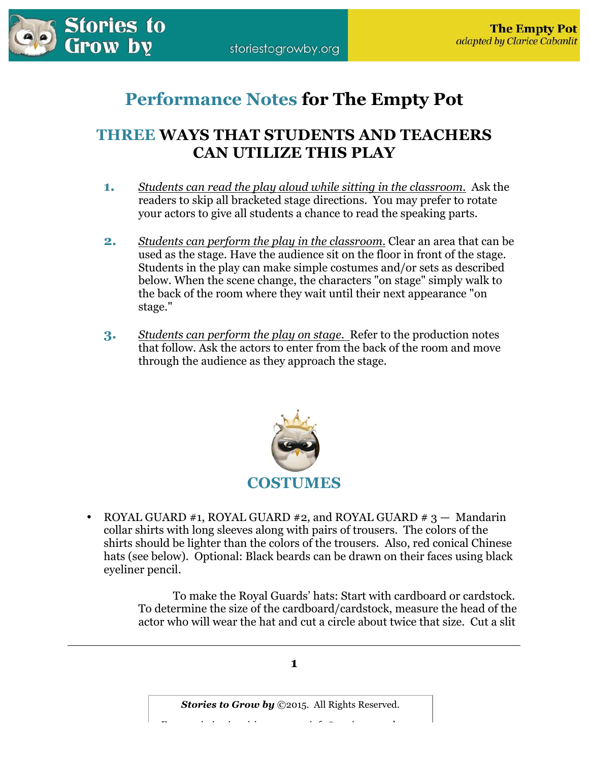# Performance Notes for The Empty Pot

## THREE WAYS THAT STUDENTS AND TEACHERS CAN UTILIZE THIS PLAY

1. *Students can read the play aloud while sitting in the classroom.* Ask the readers to skip all bracketed stage directions. You may prefer to rotate your actors to give all students a chance to read the speaking parts.

2. *Students can perform the play in the classroom.* Clear an area that can be used as the stage. Have the audience sit on the floor in front of the stage. Students in the play can make simple costumes and/or sets as described below. When the scene change, the characters "on stage" simply walk to the back of the room where they wait until their next appearance "on stage."

3. *Students can perform the play on stage.* Refer to the production notes that follow. Ask the actors to enter from the back of the room and move through the audience as they approach the stage.

## COSTUMES

- ROYAL GUARD #1, ROYAL GUARD #2, and ROYAL GUARD # 3 — Mandarin collar shirts with long sleeves along with pairs of trousers. The colors of the shirts should be lighter than the colors of the trousers. Also, red conical Chinese hats (see below). Optional: Black beards can be drawn on their faces using black eyeliner pencil.

  To make the Royal Guards' hats: Start with cardboard or cardstock. To determine the size of the cardboard/cardstock, measure the head of the actor who will wear the hat and cut a circle about twice that size. Cut a slit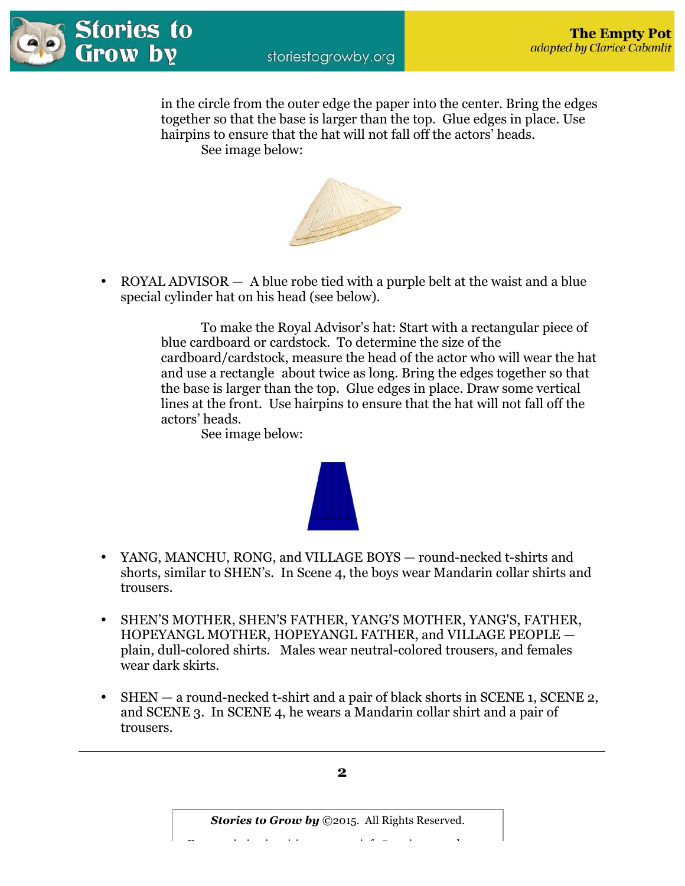in the circle from the outer edge the paper into the center. Bring the edges together so that the base is larger than the top. Glue edges in place. Use hairpins to ensure that the hat will not fall off the actors' heads.

See image below:

- ROYAL ADVISOR — A blue robe tied with a purple belt at the waist and a blue special cylinder hat on his head (see below).

  To make the Royal Advisor's hat: Start with a rectangular piece of blue cardboard or cardstock. To determine the size of the cardboard/cardstock, measure the head of the actor who will wear the hat and use a rectangle about twice as long. Bring the edges together so that the base is larger than the top. Glue edges in place. Draw some vertical lines at the front. Use hairpins to ensure that the hat will not fall off the actors' heads.

  See image below:

- YANG, MANCHU, RONG, and VILLAGE BOYS — round-necked t-shirts and shorts, similar to SHEN's. In Scene 4, the boys wear Mandarin collar shirts and trousers.

- SHEN'S MOTHER, SHEN'S FATHER, YANG'S MOTHER, YANG'S, FATHER, HOPEYANGL MOTHER, HOPEYANGL FATHER, and VILLAGE PEOPLE — plain, dull-colored shirts. Males wear neutral-colored trousers, and females wear dark skirts.

- SHEN — a round-necked t-shirt and a pair of black shorts in SCENE 1, SCENE 2, and SCENE 3. In SCENE 4, he wears a Mandarin collar shirt and a pair of trousers.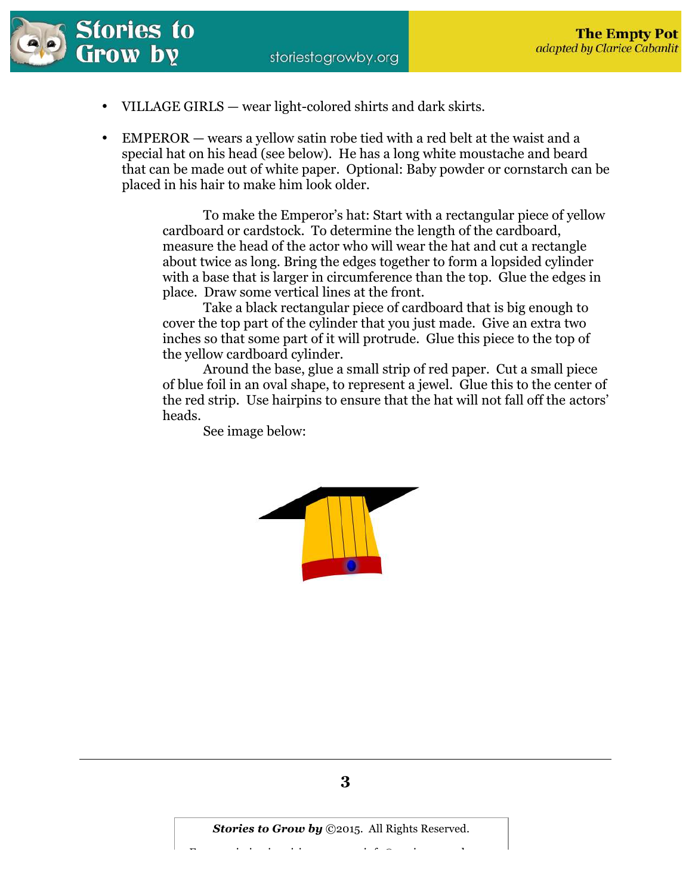- VILLAGE GIRLS — wear light-colored shirts and dark skirts.

- EMPEROR — wears a yellow satin robe tied with a red belt at the waist and a special hat on his head (see below). He has a long white moustache and beard that can be made out of white paper. Optional: Baby powder or cornstarch can be placed in his hair to make him look older.

    To make the Emperor's hat: Start with a rectangular piece of yellow cardboard or cardstock. To determine the length of the cardboard, measure the head of the actor who will wear the hat and cut a rectangle about twice as long. Bring the edges together to form a lopsided cylinder with a base that is larger in circumference than the top. Glue the edges in place. Draw some vertical lines at the front.

    Take a black rectangular piece of cardboard that is big enough to cover the top part of the cylinder that you just made. Give an extra two inches so that some part of it will protrude. Glue this piece to the top of the yellow cardboard cylinder.

    Around the base, glue a small strip of red paper. Cut a small piece of blue foil in an oval shape, to represent a jewel. Glue this to the center of the red strip. Use hairpins to ensure that the hat will not fall off the actors' heads.

    See image below: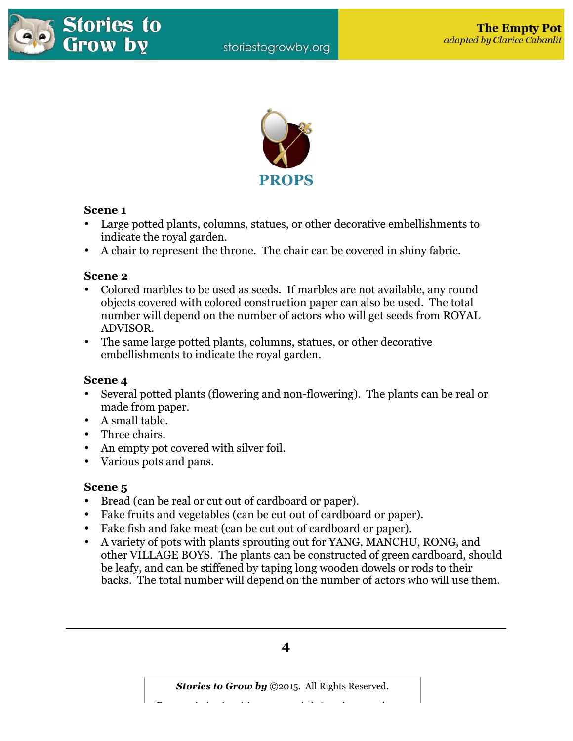## PROPS

**Scene 1**

- Large potted plants, columns, statues, or other decorative embellishments to indicate the royal garden.
- A chair to represent the throne. The chair can be covered in shiny fabric.

**Scene 2**

- Colored marbles to be used as seeds. If marbles are not available, any round objects covered with colored construction paper can also be used. The total number will depend on the number of actors who will get seeds from ROYAL ADVISOR.
- The same large potted plants, columns, statues, or other decorative embellishments to indicate the royal garden.

**Scene 4**

- Several potted plants (flowering and non-flowering). The plants can be real or made from paper.
- A small table.
- Three chairs.
- An empty pot covered with silver foil.
- Various pots and pans.

**Scene 5**

- Bread (can be real or cut out of cardboard or paper).
- Fake fruits and vegetables (can be cut out of cardboard or paper).
- Fake fish and fake meat (can be cut out of cardboard or paper).
- A variety of pots with plants sprouting out for YANG, MANCHU, RONG, and other VILLAGE BOYS. The plants can be constructed of green cardboard, should be leafy, and can be stiffened by taping long wooden dowels or rods to their backs. The total number will depend on the number of actors who will use them.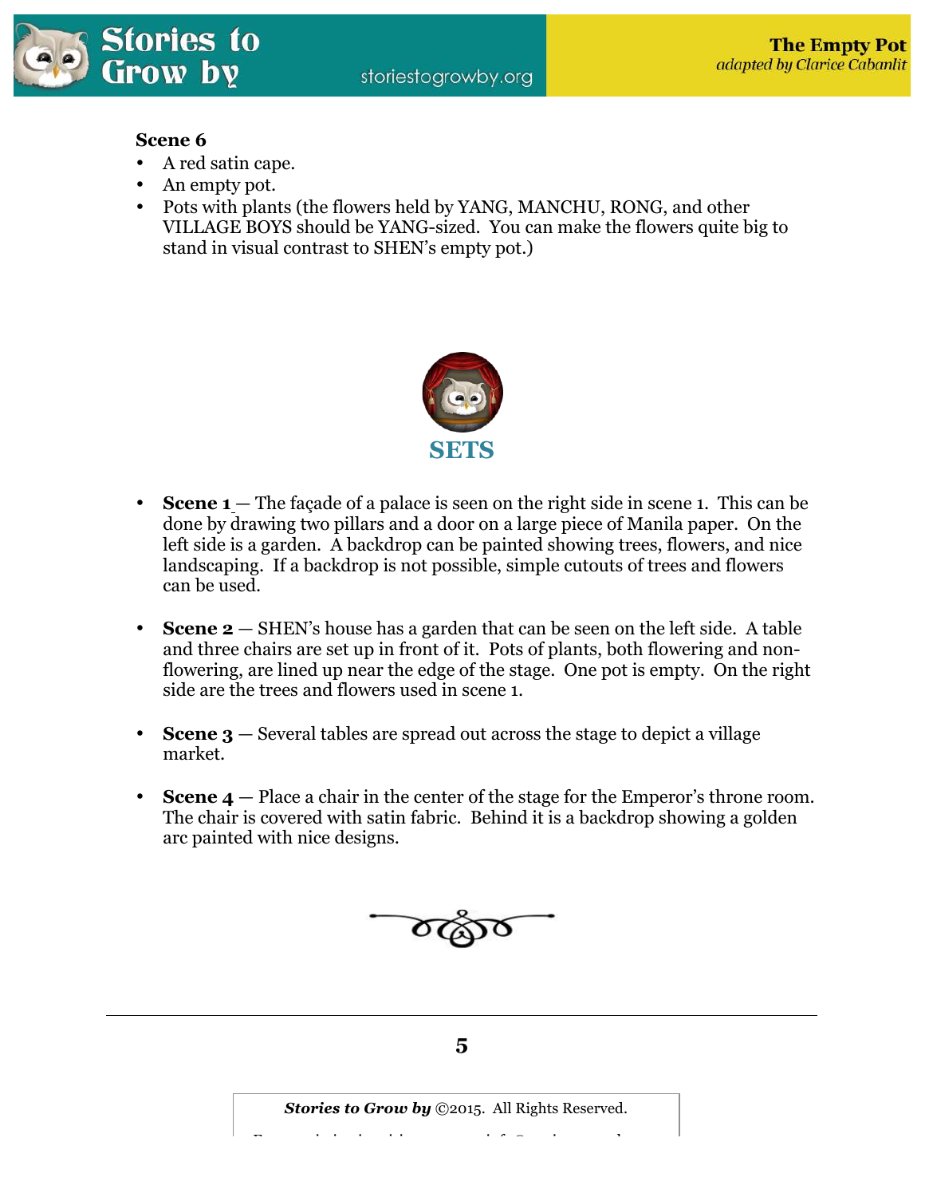**Scene 6**

- A red satin cape.
- An empty pot.
- Pots with plants (the flowers held by YANG, MANCHU, RONG, and other VILLAGE BOYS should be YANG-sized. You can make the flowers quite big to stand in visual contrast to SHEN's empty pot.)

## SETS

- **Scene 1** — The façade of a palace is seen on the right side in scene 1. This can be done by drawing two pillars and a door on a large piece of Manila paper. On the left side is a garden. A backdrop can be painted showing trees, flowers, and nice landscaping. If a backdrop is not possible, simple cutouts of trees and flowers can be used.

- **Scene 2** — SHEN's house has a garden that can be seen on the left side. A table and three chairs are set up in front of it. Pots of plants, both flowering and non-flowering, are lined up near the edge of the stage. One pot is empty. On the right side are the trees and flowers used in scene 1.

- **Scene 3** — Several tables are spread out across the stage to depict a village market.

- **Scene 4** — Place a chair in the center of the stage for the Emperor's throne room. The chair is covered with satin fabric. Behind it is a backdrop showing a golden arc painted with nice designs.